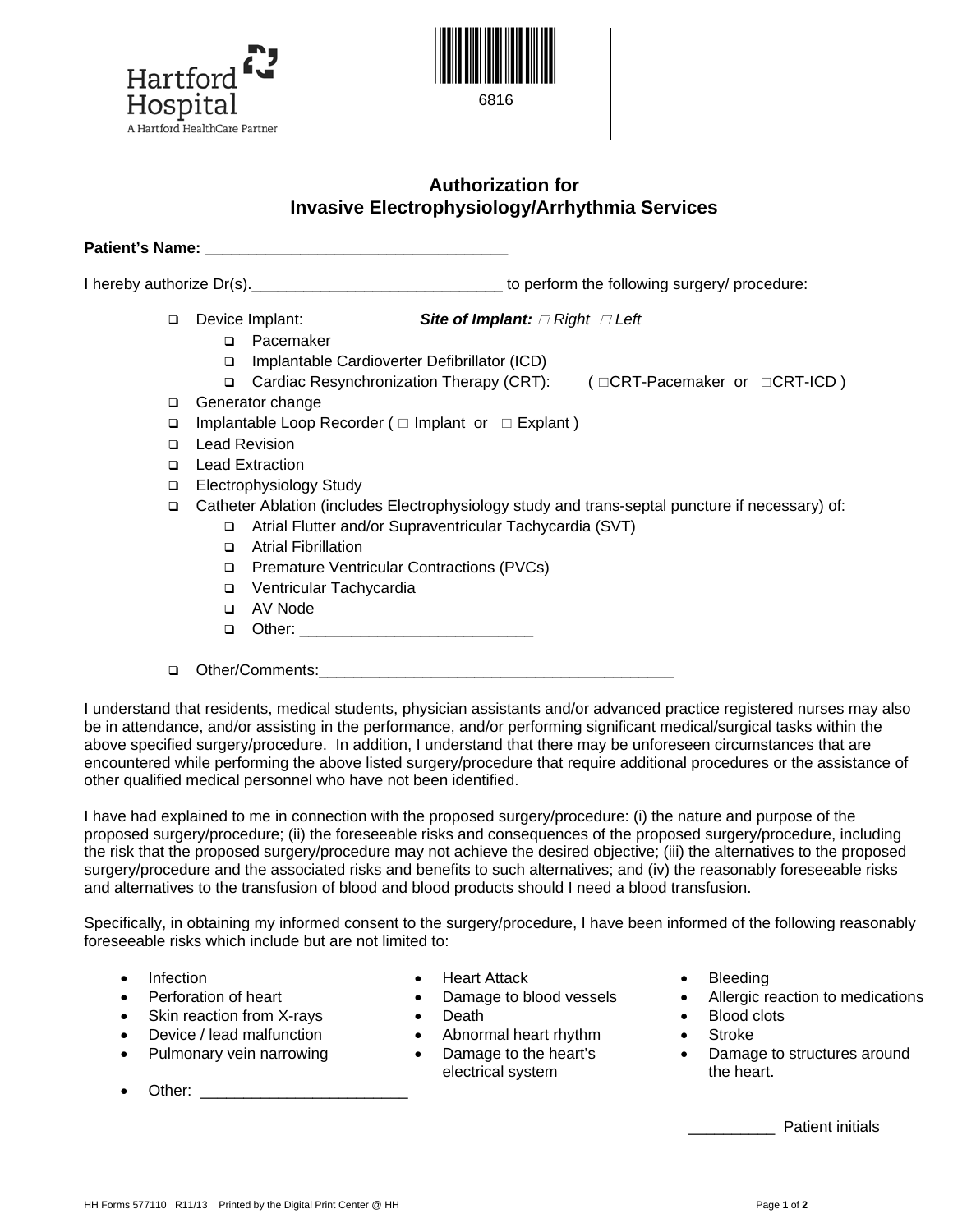Hartford Hospital
A Hartford HealthCare Partner

6816

# Authorization for Invasive Electrophysiology/Arrhythmia Services

**Patient's Name: ___________________________________**

I hereby authorize Dr(s).____________________________ to perform the following surgery/ procedure:

- ❑ Device Implant: ***Site of Implant:*** *□ Right □ Left*
  - ❑ Pacemaker
  - ❑ Implantable Cardioverter Defibrillator (ICD)
  - ❑ Cardiac Resynchronization Therapy (CRT): ( □CRT-Pacemaker or □CRT-ICD )
- ❑ Generator change
- ❑ Implantable Loop Recorder ( □ Implant or □ Explant )
- ❑ Lead Revision
- ❑ Lead Extraction
- ❑ Electrophysiology Study
- ❑ Catheter Ablation (includes Electrophysiology study and trans-septal puncture if necessary) of:
  - ❑ Atrial Flutter and/or Supraventricular Tachycardia (SVT)
  - ❑ Atrial Fibrillation
  - ❑ Premature Ventricular Contractions (PVCs)
  - ❑ Ventricular Tachycardia
  - ❑ AV Node
  - ❑ Other: ___________________________
- ❑ Other/Comments:_________________________________________

I understand that residents, medical students, physician assistants and/or advanced practice registered nurses may also be in attendance, and/or assisting in the performance, and/or performing significant medical/surgical tasks within the above specified surgery/procedure. In addition, I understand that there may be unforeseen circumstances that are encountered while performing the above listed surgery/procedure that require additional procedures or the assistance of other qualified medical personnel who have not been identified.

I have had explained to me in connection with the proposed surgery/procedure: (i) the nature and purpose of the proposed surgery/procedure; (ii) the foreseeable risks and consequences of the proposed surgery/procedure, including the risk that the proposed surgery/procedure may not achieve the desired objective; (iii) the alternatives to the proposed surgery/procedure and the associated risks and benefits to such alternatives; and (iv) the reasonably foreseeable risks and alternatives to the transfusion of blood and blood products should I need a blood transfusion.

Specifically, in obtaining my informed consent to the surgery/procedure, I have been informed of the following reasonably foreseeable risks which include but are not limited to:

- Infection
- Perforation of heart
- Skin reaction from X-rays
- Device / lead malfunction
- Pulmonary vein narrowing
- Heart Attack
- Damage to blood vessels
- Death
- Abnormal heart rhythm
- Damage to the heart's electrical system
- Bleeding
- Allergic reaction to medications
- Blood clots
- Stroke
- Damage to structures around the heart.
- Other: _______________________

__________ Patient initials

HH Forms 577110 R11/13 Printed by the Digital Print Center @ HH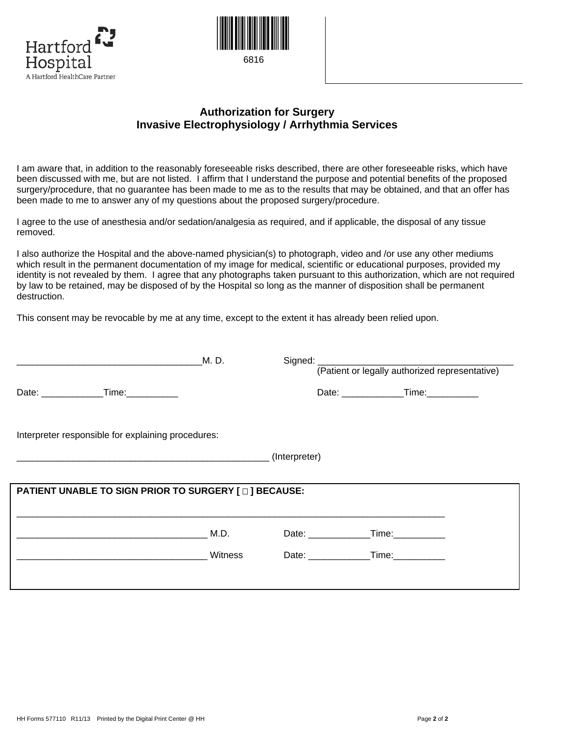Hartford Hospital
A Hartford HealthCare Partner

6816

## Authorization for Surgery
## Invasive Electrophysiology / Arrhythmia Services

I am aware that, in addition to the reasonably foreseeable risks described, there are other foreseeable risks, which have been discussed with me, but are not listed. I affirm that I understand the purpose and potential benefits of the proposed surgery/procedure, that no guarantee has been made to me as to the results that may be obtained, and that an offer has been made to me to answer any of my questions about the proposed surgery/procedure.

I agree to the use of anesthesia and/or sedation/analgesia as required, and if applicable, the disposal of any tissue removed.

I also authorize the Hospital and the above-named physician(s) to photograph, video and /or use any other mediums which result in the permanent documentation of my image for medical, scientific or educational purposes, provided my identity is not revealed by them. I agree that any photographs taken pursuant to this authorization, which are not required by law to be retained, may be disposed of by the Hospital so long as the manner of disposition shall be permanent destruction.

This consent may be revocable by me at any time, except to the extent it has already been relied upon.

____________________________________M. D.

Date: ____________Time:__________

Signed: ______________________________________
(Patient or legally authorized representative)

Date: ____________Time:__________

Interpreter responsible for explaining procedures:

__________________________________________________ (Interpreter)

**PATIENT UNABLE TO SIGN PRIOR TO SURGERY [ □ ] BECAUSE:**

______________________________________________________________________________________

_____________________________________ M.D. Date: ____________Time:__________

_____________________________________ Witness Date: ____________Time:__________

HH Forms 577110 R11/13 Printed by the Digital Print Center @ HH